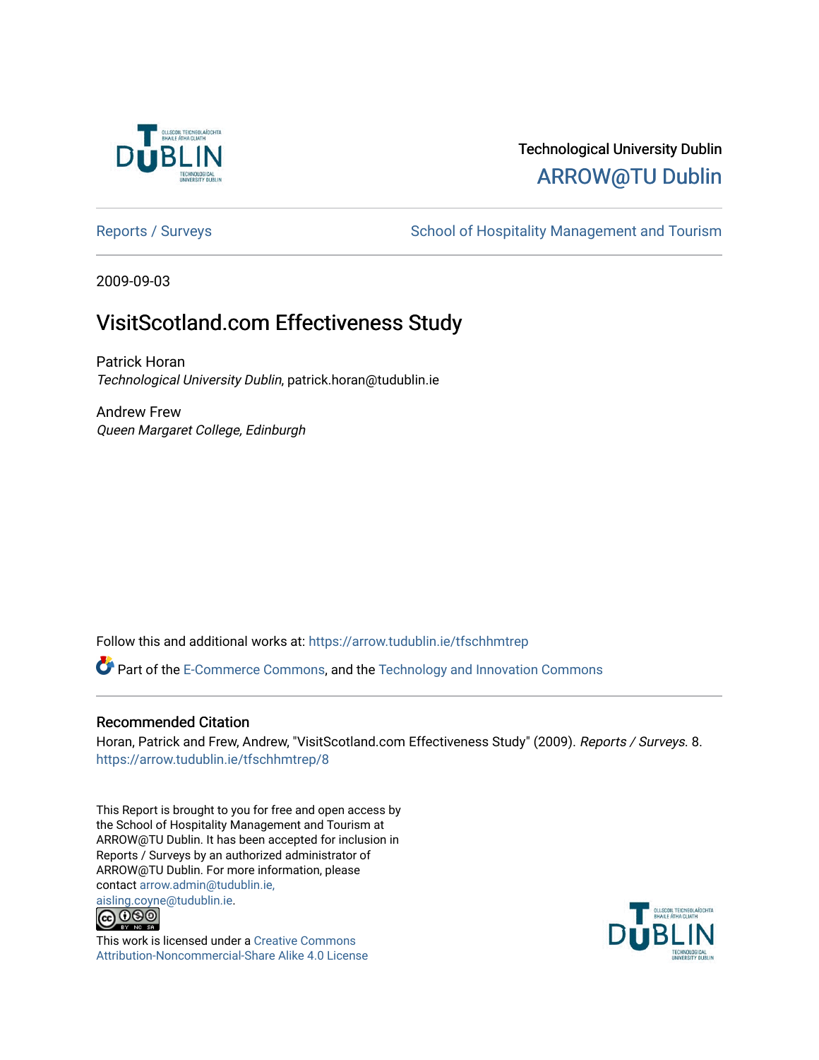Technological University Dublin

ARROW@TU Dublin

Reports / Surveys

School of Hospitality Management and Tourism

2009-09-03

# VisitScotland.com Effectiveness Study

Patrick Horan
*Technological University Dublin*, patrick.horan@tudublin.ie

Andrew Frew
*Queen Margaret College, Edinburgh*

Follow this and additional works at: https://arrow.tudublin.ie/tfschhmtrep

Part of the E-Commerce Commons, and the Technology and Innovation Commons

## Recommended Citation

Horan, Patrick and Frew, Andrew, "VisitScotland.com Effectiveness Study" (2009). *Reports / Surveys*. 8.
https://arrow.tudublin.ie/tfschhmtrep/8

This Report is brought to you for free and open access by the School of Hospitality Management and Tourism at ARROW@TU Dublin. It has been accepted for inclusion in Reports / Surveys by an authorized administrator of ARROW@TU Dublin. For more information, please contact arrow.admin@tudublin.ie, aisling.coyne@tudublin.ie.

This work is licensed under a Creative Commons Attribution-Noncommercial-Share Alike 4.0 License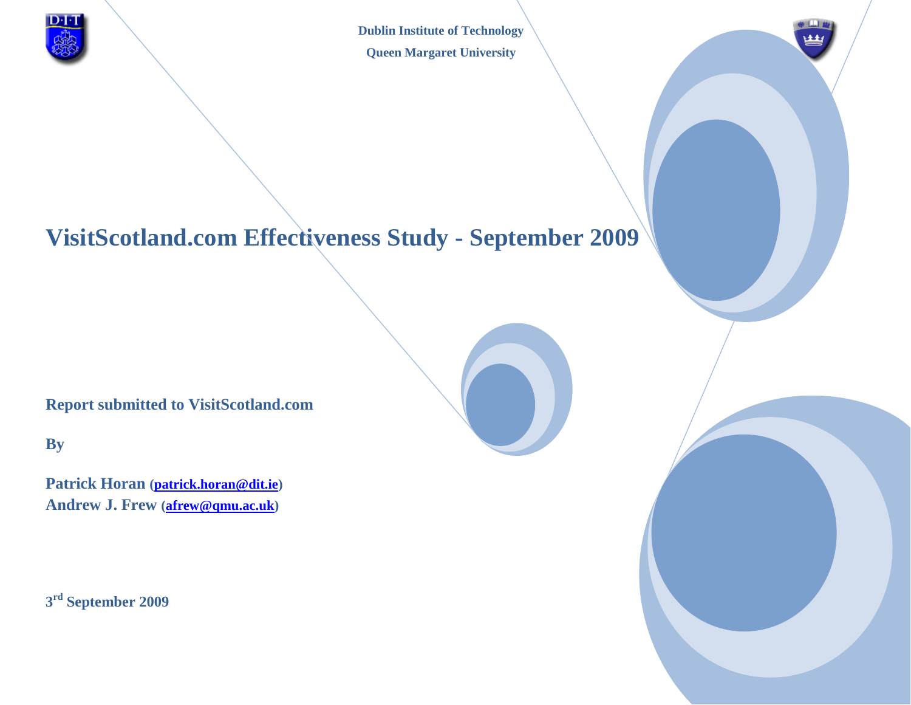Dublin Institute of Technology

Queen Margaret University

# VisitScotland.com Effectiveness Study - September 2009

**Report submitted to VisitScotland.com**

**By**

**Patrick Horan (patrick.horan@dit.ie)**
**Andrew J. Frew (afrew@qmu.ac.uk)**

**3rd September 2009**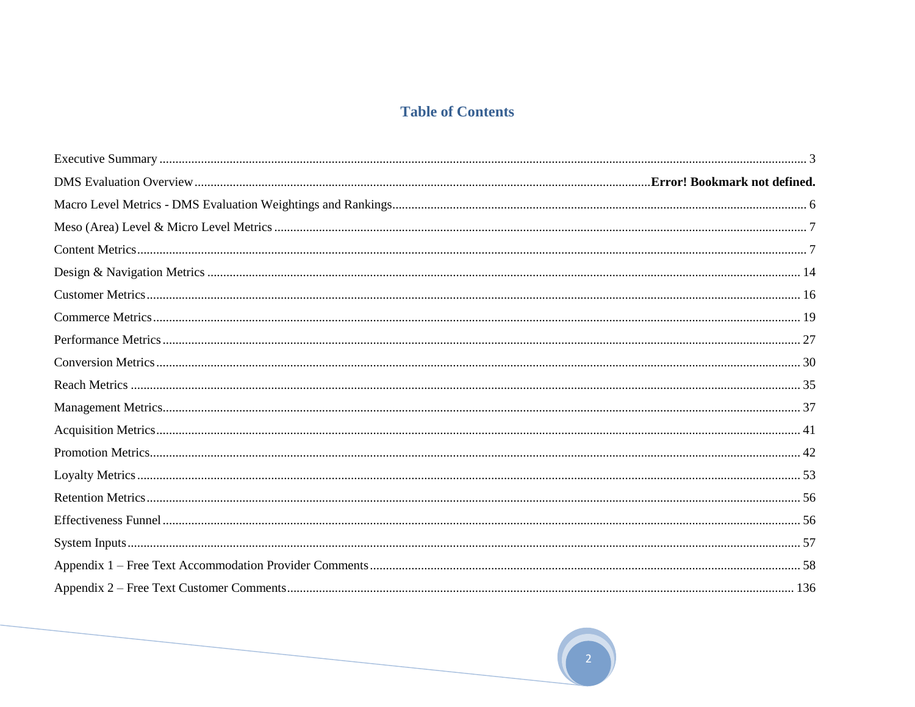# Table of Contents

| Section | Page |
|---|---|
| Executive Summary | 3 |
| DMS Evaluation Overview | **Error! Bookmark not defined.** |
| Macro Level Metrics - DMS Evaluation Weightings and Rankings | 6 |
| Meso (Area) Level & Micro Level Metrics | 7 |
| Content Metrics | 7 |
| Design & Navigation Metrics | 14 |
| Customer Metrics | 16 |
| Commerce Metrics | 19 |
| Performance Metrics | 27 |
| Conversion Metrics | 30 |
| Reach Metrics | 35 |
| Management Metrics | 37 |
| Acquisition Metrics | 41 |
| Promotion Metrics | 42 |
| Loyalty Metrics | 53 |
| Retention Metrics | 56 |
| Effectiveness Funnel | 56 |
| System Inputs | 57 |
| Appendix 1 – Free Text Accommodation Provider Comments | 58 |
| Appendix 2 – Free Text Customer Comments | 136 |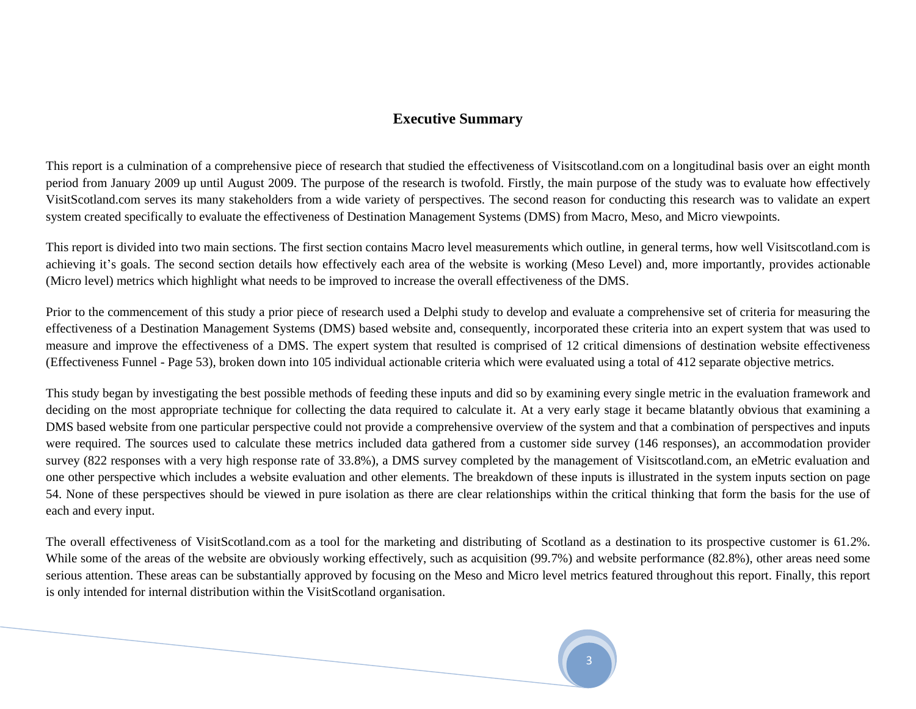## Executive Summary

This report is a culmination of a comprehensive piece of research that studied the effectiveness of Visitscotland.com on a longitudinal basis over an eight month period from January 2009 up until August 2009. The purpose of the research is twofold. Firstly, the main purpose of the study was to evaluate how effectively VisitScotland.com serves its many stakeholders from a wide variety of perspectives. The second reason for conducting this research was to validate an expert system created specifically to evaluate the effectiveness of Destination Management Systems (DMS) from Macro, Meso, and Micro viewpoints.

This report is divided into two main sections. The first section contains Macro level measurements which outline, in general terms, how well Visitscotland.com is achieving it's goals. The second section details how effectively each area of the website is working (Meso Level) and, more importantly, provides actionable (Micro level) metrics which highlight what needs to be improved to increase the overall effectiveness of the DMS.

Prior to the commencement of this study a prior piece of research used a Delphi study to develop and evaluate a comprehensive set of criteria for measuring the effectiveness of a Destination Management Systems (DMS) based website and, consequently, incorporated these criteria into an expert system that was used to measure and improve the effectiveness of a DMS. The expert system that resulted is comprised of 12 critical dimensions of destination website effectiveness (Effectiveness Funnel - Page 53), broken down into 105 individual actionable criteria which were evaluated using a total of 412 separate objective metrics.

This study began by investigating the best possible methods of feeding these inputs and did so by examining every single metric in the evaluation framework and deciding on the most appropriate technique for collecting the data required to calculate it. At a very early stage it became blatantly obvious that examining a DMS based website from one particular perspective could not provide a comprehensive overview of the system and that a combination of perspectives and inputs were required. The sources used to calculate these metrics included data gathered from a customer side survey (146 responses), an accommodation provider survey (822 responses with a very high response rate of 33.8%), a DMS survey completed by the management of Visitscotland.com, an eMetric evaluation and one other perspective which includes a website evaluation and other elements. The breakdown of these inputs is illustrated in the system inputs section on page 54. None of these perspectives should be viewed in pure isolation as there are clear relationships within the critical thinking that form the basis for the use of each and every input.

The overall effectiveness of VisitScotland.com as a tool for the marketing and distributing of Scotland as a destination to its prospective customer is 61.2%. While some of the areas of the website are obviously working effectively, such as acquisition (99.7%) and website performance (82.8%), other areas need some serious attention. These areas can be substantially approved by focusing on the Meso and Micro level metrics featured throughout this report. Finally, this report is only intended for internal distribution within the VisitScotland organisation.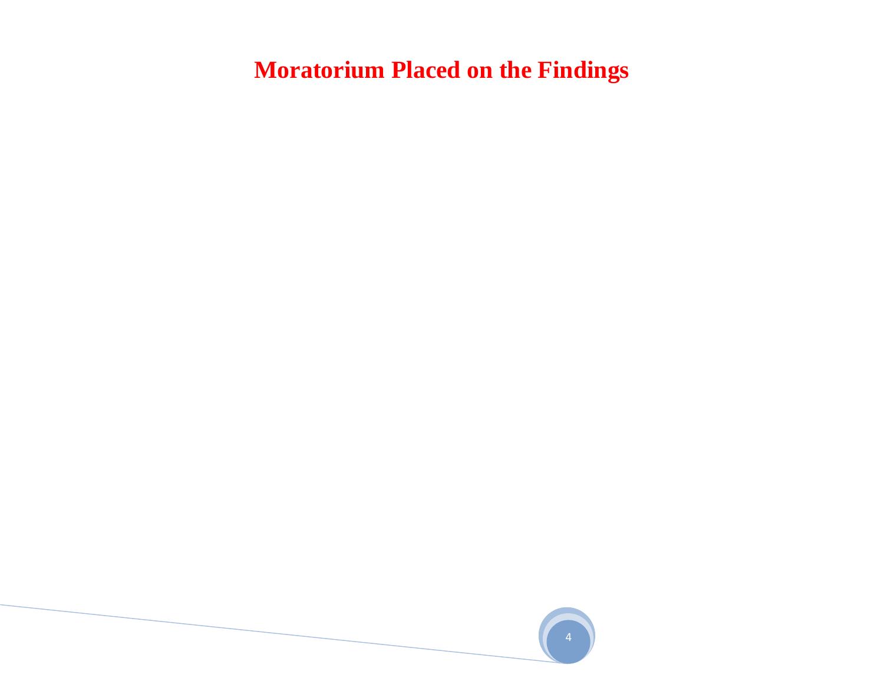# Moratorium Placed on the Findings